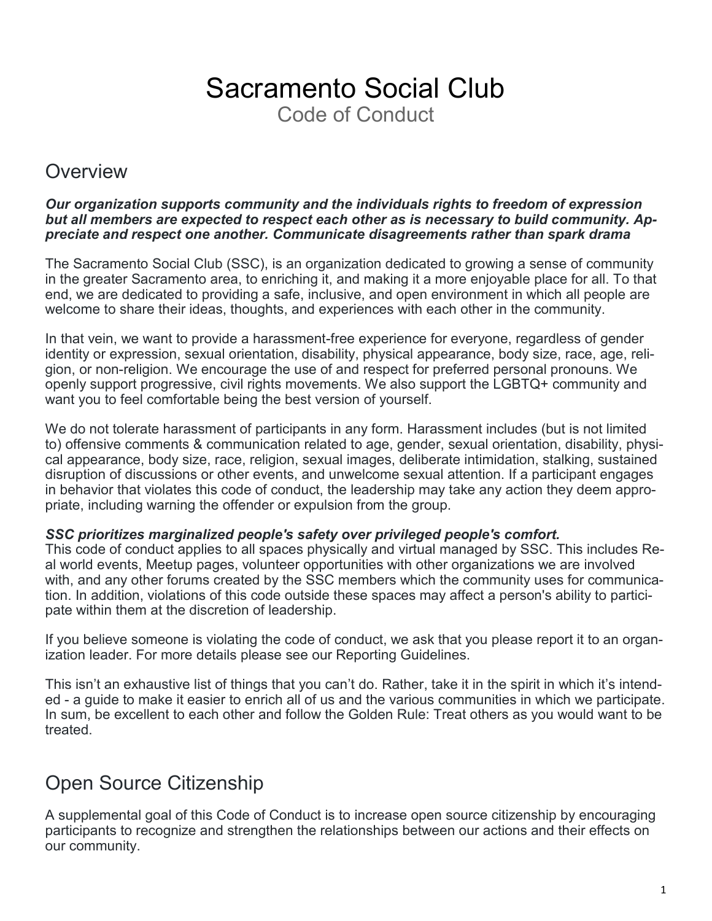# Sacramento Social Club

Code of Conduct

## Overview

***Our organization supports community and the individuals rights to freedom of expression but all members are expected to respect each other as is necessary to build community. Appreciate and respect one another. Communicate disagreements rather than spark drama***

The Sacramento Social Club (SSC), is an organization dedicated to growing a sense of community in the greater Sacramento area, to enriching it, and making it a more enjoyable place for all. To that end, we are dedicated to providing a safe, inclusive, and open environment in which all people are welcome to share their ideas, thoughts, and experiences with each other in the community.

In that vein, we want to provide a harassment-free experience for everyone, regardless of gender identity or expression, sexual orientation, disability, physical appearance, body size, race, age, religion, or non-religion. We encourage the use of and respect for preferred personal pronouns. We openly support progressive, civil rights movements. We also support the LGBTQ+ community and want you to feel comfortable being the best version of yourself.

We do not tolerate harassment of participants in any form. Harassment includes (but is not limited to) offensive comments & communication related to age, gender, sexual orientation, disability, physical appearance, body size, race, religion, sexual images, deliberate intimidation, stalking, sustained disruption of discussions or other events, and unwelcome sexual attention. If a participant engages in behavior that violates this code of conduct, the leadership may take any action they deem appropriate, including warning the offender or expulsion from the group.

***SSC prioritizes marginalized people's safety over privileged people's comfort.***
This code of conduct applies to all spaces physically and virtual managed by SSC. This includes Real world events, Meetup pages, volunteer opportunities with other organizations we are involved with, and any other forums created by the SSC members which the community uses for communication. In addition, violations of this code outside these spaces may affect a person's ability to participate within them at the discretion of leadership.

If you believe someone is violating the code of conduct, we ask that you please report it to an organization leader. For more details please see our Reporting Guidelines.

This isn't an exhaustive list of things that you can't do. Rather, take it in the spirit in which it's intended - a guide to make it easier to enrich all of us and the various communities in which we participate. In sum, be excellent to each other and follow the Golden Rule: Treat others as you would want to be treated.

## Open Source Citizenship

A supplemental goal of this Code of Conduct is to increase open source citizenship by encouraging participants to recognize and strengthen the relationships between our actions and their effects on our community.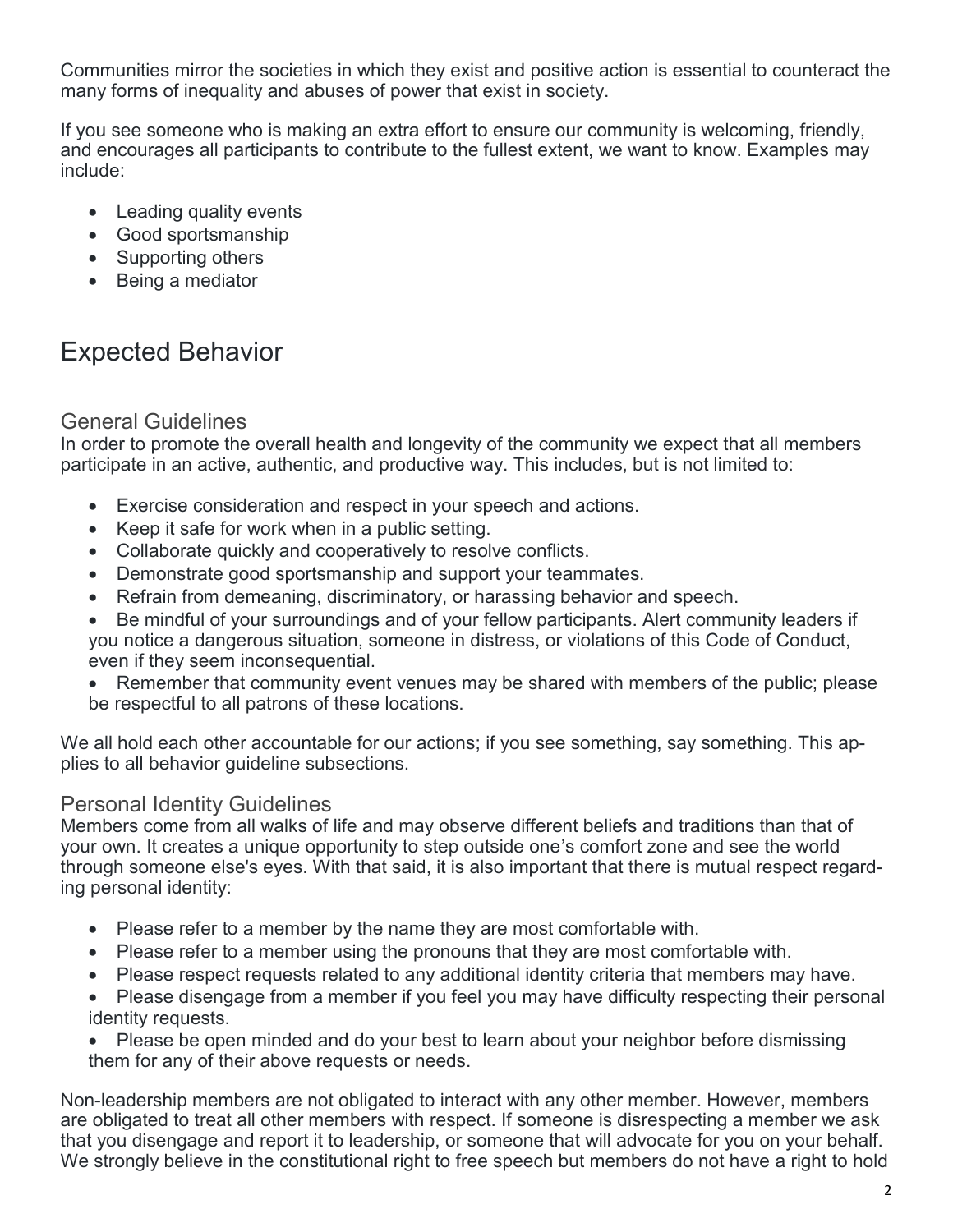Communities mirror the societies in which they exist and positive action is essential to counteract the many forms of inequality and abuses of power that exist in society.

If you see someone who is making an extra effort to ensure our community is welcoming, friendly, and encourages all participants to contribute to the fullest extent, we want to know. Examples may include:

- Leading quality events
- Good sportsmanship
- Supporting others
- Being a mediator

# Expected Behavior

## General Guidelines

In order to promote the overall health and longevity of the community we expect that all members participate in an active, authentic, and productive way. This includes, but is not limited to:

- Exercise consideration and respect in your speech and actions.
- Keep it safe for work when in a public setting.
- Collaborate quickly and cooperatively to resolve conflicts.
- Demonstrate good sportsmanship and support your teammates.
- Refrain from demeaning, discriminatory, or harassing behavior and speech.
- Be mindful of your surroundings and of your fellow participants. Alert community leaders if you notice a dangerous situation, someone in distress, or violations of this Code of Conduct, even if they seem inconsequential.
- Remember that community event venues may be shared with members of the public; please be respectful to all patrons of these locations.

We all hold each other accountable for our actions; if you see something, say something. This applies to all behavior guideline subsections.

## Personal Identity Guidelines

Members come from all walks of life and may observe different beliefs and traditions than that of your own. It creates a unique opportunity to step outside one's comfort zone and see the world through someone else's eyes. With that said, it is also important that there is mutual respect regarding personal identity:

- Please refer to a member by the name they are most comfortable with.
- Please refer to a member using the pronouns that they are most comfortable with.
- Please respect requests related to any additional identity criteria that members may have.
- Please disengage from a member if you feel you may have difficulty respecting their personal identity requests.
- Please be open minded and do your best to learn about your neighbor before dismissing them for any of their above requests or needs.

Non-leadership members are not obligated to interact with any other member. However, members are obligated to treat all other members with respect. If someone is disrespecting a member we ask that you disengage and report it to leadership, or someone that will advocate for you on your behalf. We strongly believe in the constitutional right to free speech but members do not have a right to hold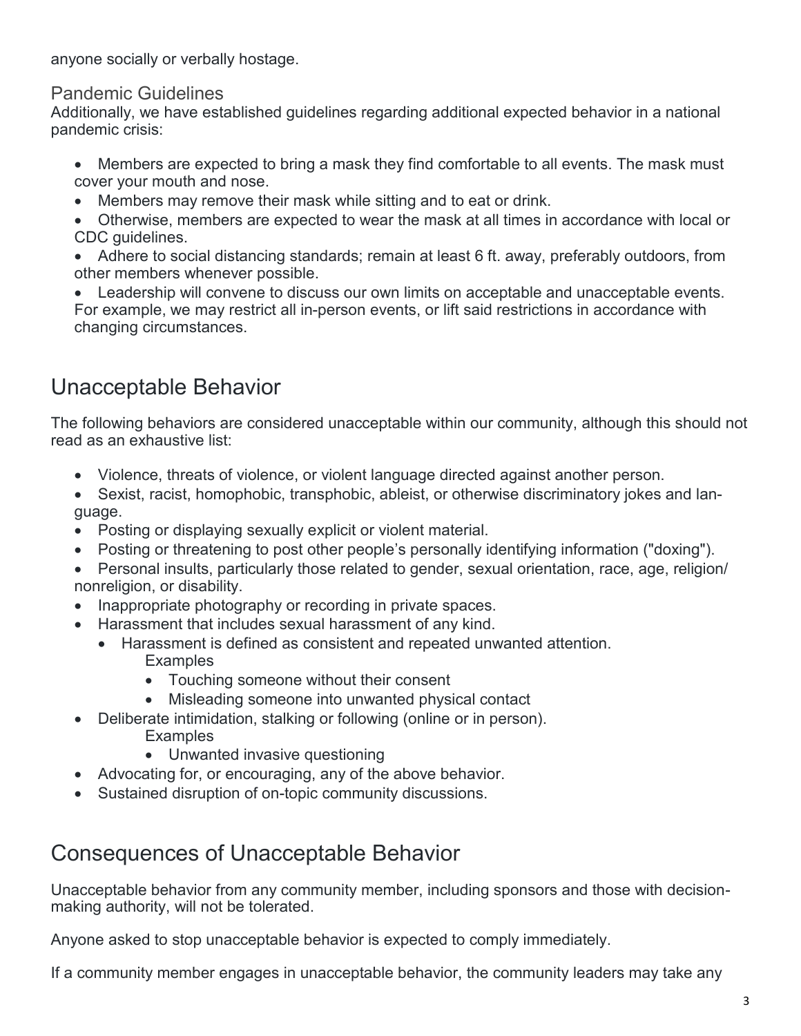anyone socially or verbally hostage.

### Pandemic Guidelines

Additionally, we have established guidelines regarding additional expected behavior in a national pandemic crisis:

- Members are expected to bring a mask they find comfortable to all events. The mask must cover your mouth and nose.
- Members may remove their mask while sitting and to eat or drink.
- Otherwise, members are expected to wear the mask at all times in accordance with local or CDC guidelines.
- Adhere to social distancing standards; remain at least 6 ft. away, preferably outdoors, from other members whenever possible.
- Leadership will convene to discuss our own limits on acceptable and unacceptable events. For example, we may restrict all in-person events, or lift said restrictions in accordance with changing circumstances.

## Unacceptable Behavior

The following behaviors are considered unacceptable within our community, although this should not read as an exhaustive list:

- Violence, threats of violence, or violent language directed against another person.
- Sexist, racist, homophobic, transphobic, ableist, or otherwise discriminatory jokes and language.
- Posting or displaying sexually explicit or violent material.
- Posting or threatening to post other people's personally identifying information ("doxing").
- Personal insults, particularly those related to gender, sexual orientation, race, age, religion/nonreligion, or disability.
- Inappropriate photography or recording in private spaces.
- Harassment that includes sexual harassment of any kind.
  - Harassment is defined as consistent and repeated unwanted attention.
    Examples
    - Touching someone without their consent
    - Misleading someone into unwanted physical contact
- Deliberate intimidation, stalking or following (online or in person).
  Examples
  - Unwanted invasive questioning
- Advocating for, or encouraging, any of the above behavior.
- Sustained disruption of on-topic community discussions.

## Consequences of Unacceptable Behavior

Unacceptable behavior from any community member, including sponsors and those with decision-making authority, will not be tolerated.

Anyone asked to stop unacceptable behavior is expected to comply immediately.

If a community member engages in unacceptable behavior, the community leaders may take any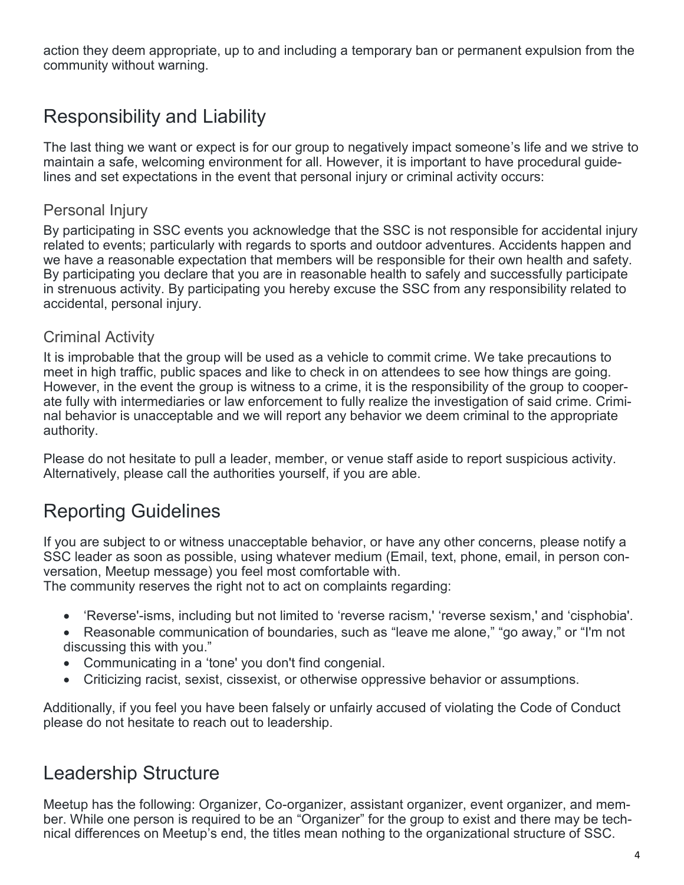action they deem appropriate, up to and including a temporary ban or permanent expulsion from the community without warning.

## Responsibility and Liability

The last thing we want or expect is for our group to negatively impact someone's life and we strive to maintain a safe, welcoming environment for all. However, it is important to have procedural guidelines and set expectations in the event that personal injury or criminal activity occurs:

### Personal Injury

By participating in SSC events you acknowledge that the SSC is not responsible for accidental injury related to events; particularly with regards to sports and outdoor adventures. Accidents happen and we have a reasonable expectation that members will be responsible for their own health and safety. By participating you declare that you are in reasonable health to safely and successfully participate in strenuous activity. By participating you hereby excuse the SSC from any responsibility related to accidental, personal injury.

### Criminal Activity

It is improbable that the group will be used as a vehicle to commit crime. We take precautions to meet in high traffic, public spaces and like to check in on attendees to see how things are going. However, in the event the group is witness to a crime, it is the responsibility of the group to cooperate fully with intermediaries or law enforcement to fully realize the investigation of said crime. Criminal behavior is unacceptable and we will report any behavior we deem criminal to the appropriate authority.

Please do not hesitate to pull a leader, member, or venue staff aside to report suspicious activity. Alternatively, please call the authorities yourself, if you are able.

## Reporting Guidelines

If you are subject to or witness unacceptable behavior, or have any other concerns, please notify a SSC leader as soon as possible, using whatever medium (Email, text, phone, email, in person conversation, Meetup message) you feel most comfortable with.
The community reserves the right not to act on complaints regarding:

- 'Reverse'-isms, including but not limited to 'reverse racism,' 'reverse sexism,' and 'cisphobia'.
- Reasonable communication of boundaries, such as "leave me alone," "go away," or "I'm not discussing this with you."
- Communicating in a 'tone' you don't find congenial.
- Criticizing racist, sexist, cissexist, or otherwise oppressive behavior or assumptions.

Additionally, if you feel you have been falsely or unfairly accused of violating the Code of Conduct please do not hesitate to reach out to leadership.

## Leadership Structure

Meetup has the following: Organizer, Co-organizer, assistant organizer, event organizer, and member. While one person is required to be an "Organizer" for the group to exist and there may be technical differences on Meetup's end, the titles mean nothing to the organizational structure of SSC.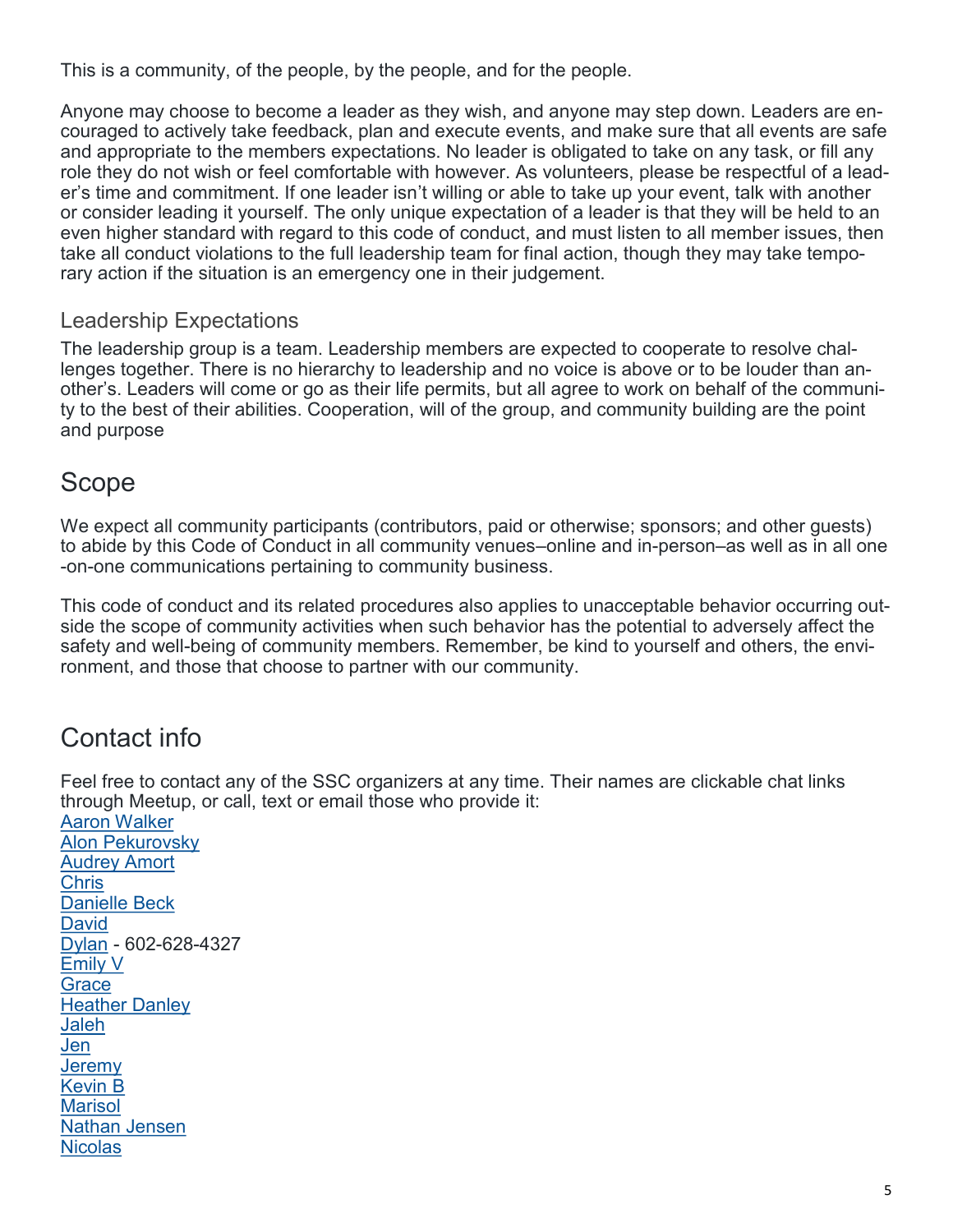This is a community, of the people, by the people, and for the people.

Anyone may choose to become a leader as they wish, and anyone may step down. Leaders are encouraged to actively take feedback, plan and execute events, and make sure that all events are safe and appropriate to the members expectations. No leader is obligated to take on any task, or fill any role they do not wish or feel comfortable with however. As volunteers, please be respectful of a leader's time and commitment. If one leader isn't willing or able to take up your event, talk with another or consider leading it yourself. The only unique expectation of a leader is that they will be held to an even higher standard with regard to this code of conduct, and must listen to all member issues, then take all conduct violations to the full leadership team for final action, though they may take temporary action if the situation is an emergency one in their judgement.

### Leadership Expectations

The leadership group is a team. Leadership members are expected to cooperate to resolve challenges together. There is no hierarchy to leadership and no voice is above or to be louder than another's. Leaders will come or go as their life permits, but all agree to work on behalf of the community to the best of their abilities. Cooperation, will of the group, and community building are the point and purpose

## Scope

We expect all community participants (contributors, paid or otherwise; sponsors; and other guests) to abide by this Code of Conduct in all community venues–online and in-person–as well as in all one-on-one communications pertaining to community business.

This code of conduct and its related procedures also applies to unacceptable behavior occurring outside the scope of community activities when such behavior has the potential to adversely affect the safety and well-being of community members. Remember, be kind to yourself and others, the environment, and those that choose to partner with our community.

## Contact info

Feel free to contact any of the SSC organizers at any time. Their names are clickable chat links through Meetup, or call, text or email those who provide it:

Aaron Walker  
Alon Pekurovsky  
Audrey Amort  
Chris  
Danielle Beck  
David  
Dylan - 602-628-4327  
Emily V  
Grace  
Heather Danley  
Jaleh  
Jen  
Jeremy  
Kevin B  
Marisol  
Nathan Jensen  
Nicolas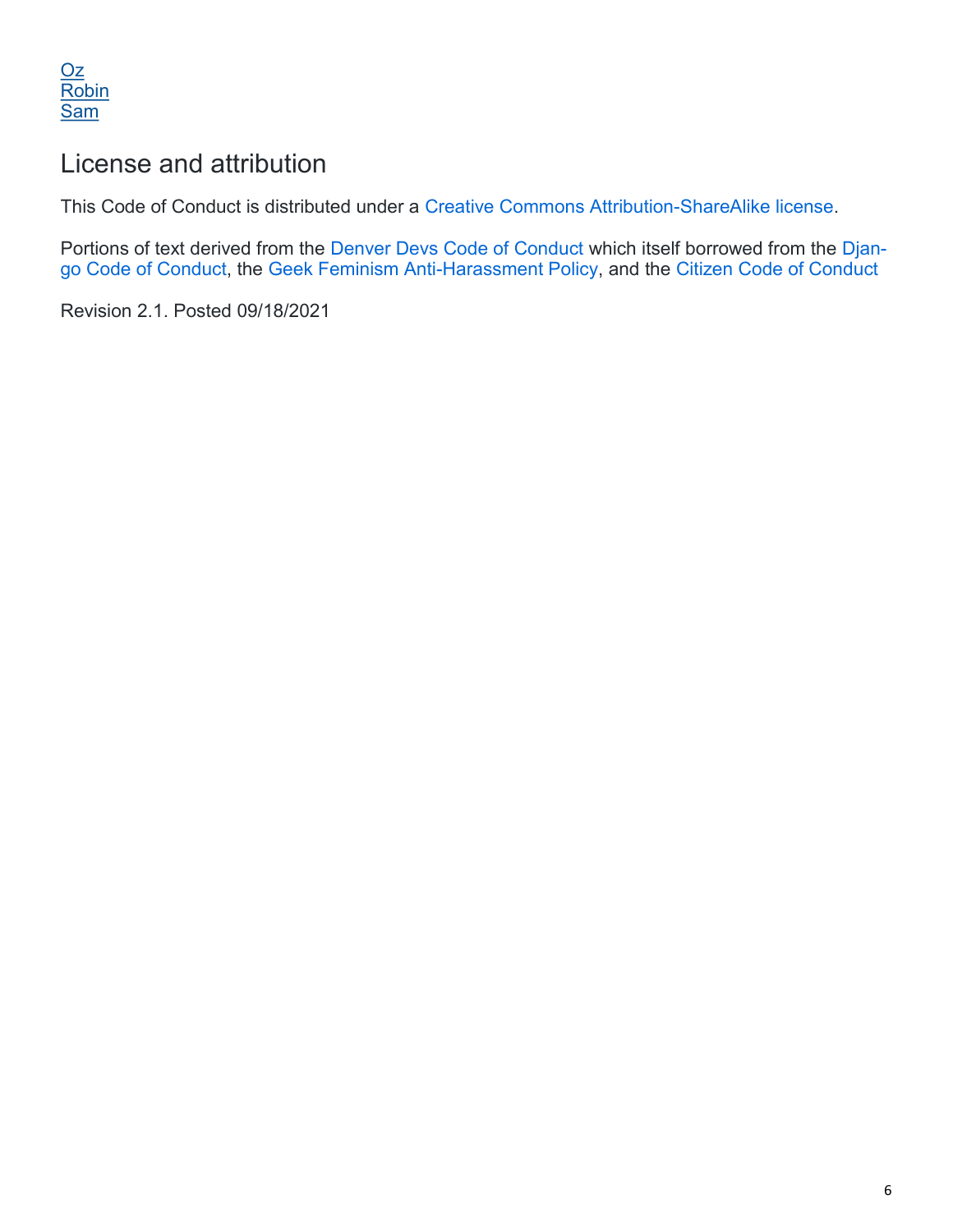Oz
Robin
Sam

## License and attribution

This Code of Conduct is distributed under a Creative Commons Attribution-ShareAlike license.

Portions of text derived from the Denver Devs Code of Conduct which itself borrowed from the Django Code of Conduct, the Geek Feminism Anti-Harassment Policy, and the Citizen Code of Conduct

Revision 2.1. Posted 09/18/2021